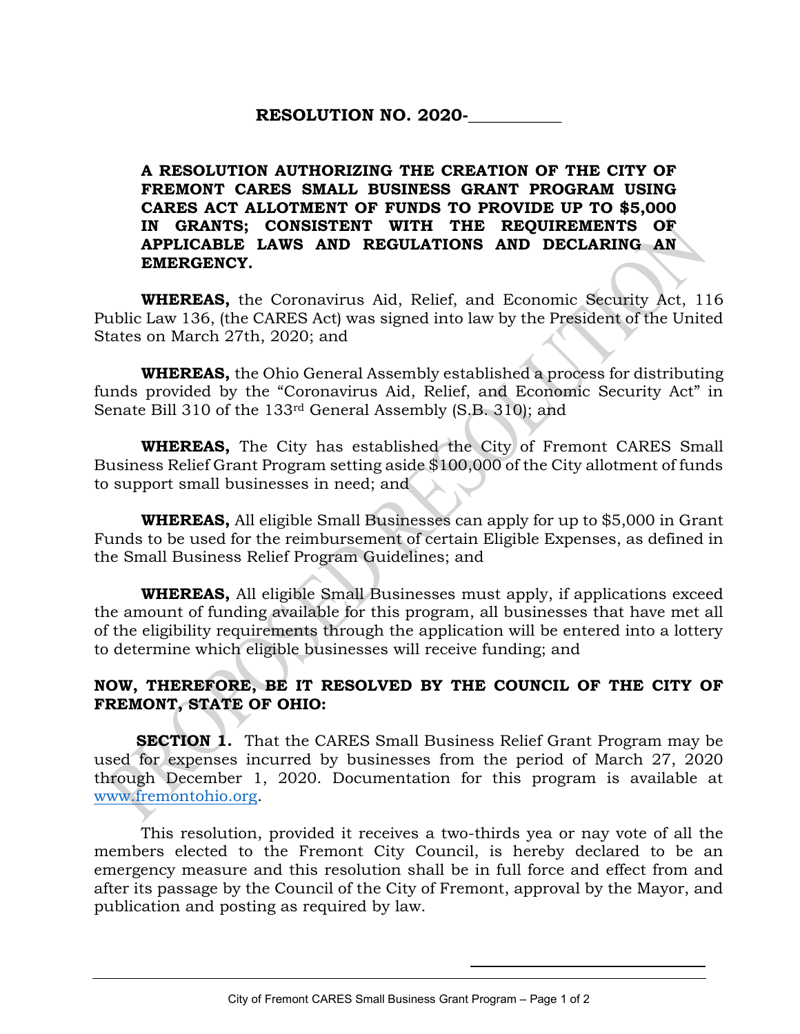**RESOLUTION NO. 2020-\_\_\_\_\_\_\_\_\_\_\_**

**A RESOLUTION AUTHORIZING THE CREATION OF THE CITY OF FREMONT CARES SMALL BUSINESS GRANT PROGRAM USING CARES ACT ALLOTMENT OF FUNDS TO PROVIDE UP TO $5,000 IN GRANTS; CONSISTENT WITH THE REQUIREMENTS OF APPLICABLE LAWS AND REGULATIONS AND DECLARING AN EMERGENCY.**

**WHEREAS,** the Coronavirus Aid, Relief, and Economic Security Act, 116 Public Law 136, (the CARES Act) was signed into law by the President of the United States on March 27th, 2020; and

**WHEREAS,** the Ohio General Assembly established a process for distributing funds provided by the "Coronavirus Aid, Relief, and Economic Security Act" in Senate Bill 310 of the 133rd General Assembly (S.B. 310); and

**WHEREAS,** The City has established the City of Fremont CARES Small Business Relief Grant Program setting aside $100,000 of the City allotment of funds to support small businesses in need; and

**WHEREAS,** All eligible Small Businesses can apply for up to $5,000 in Grant Funds to be used for the reimbursement of certain Eligible Expenses, as defined in the Small Business Relief Program Guidelines; and

**WHEREAS,** All eligible Small Businesses must apply, if applications exceed the amount of funding available for this program, all businesses that have met all of the eligibility requirements through the application will be entered into a lottery to determine which eligible businesses will receive funding; and

**NOW, THEREFORE, BE IT RESOLVED BY THE COUNCIL OF THE CITY OF FREMONT, STATE OF OHIO:**

**SECTION 1.** That the CARES Small Business Relief Grant Program may be used for expenses incurred by businesses from the period of March 27, 2020 through December 1, 2020. Documentation for this program is available at www.fremontohio.org.

This resolution, provided it receives a two-thirds yea or nay vote of all the members elected to the Fremont City Council, is hereby declared to be an emergency measure and this resolution shall be in full force and effect from and after its passage by the Council of the City of Fremont, approval by the Mayor, and publication and posting as required by law.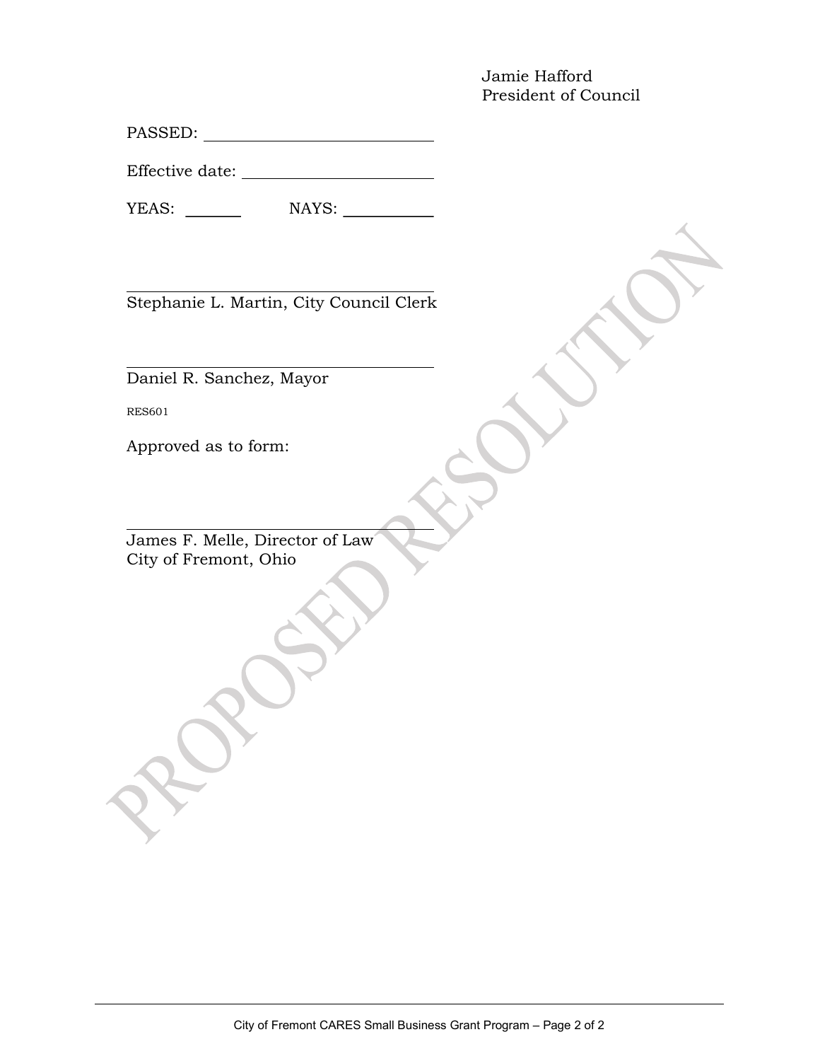Jamie Hafford
President of Council

PASSED: ____________________________

Effective date: ______________________

YEAS: _______ NAYS: ___________

_________________________________
Stephanie L. Martin, City Council Clerk

_________________________________
Daniel R. Sanchez, Mayor

RES601

Approved as to form:

_________________________________
James F. Melle, Director of Law
City of Fremont, Ohio

PROPOSED RESOLUTION